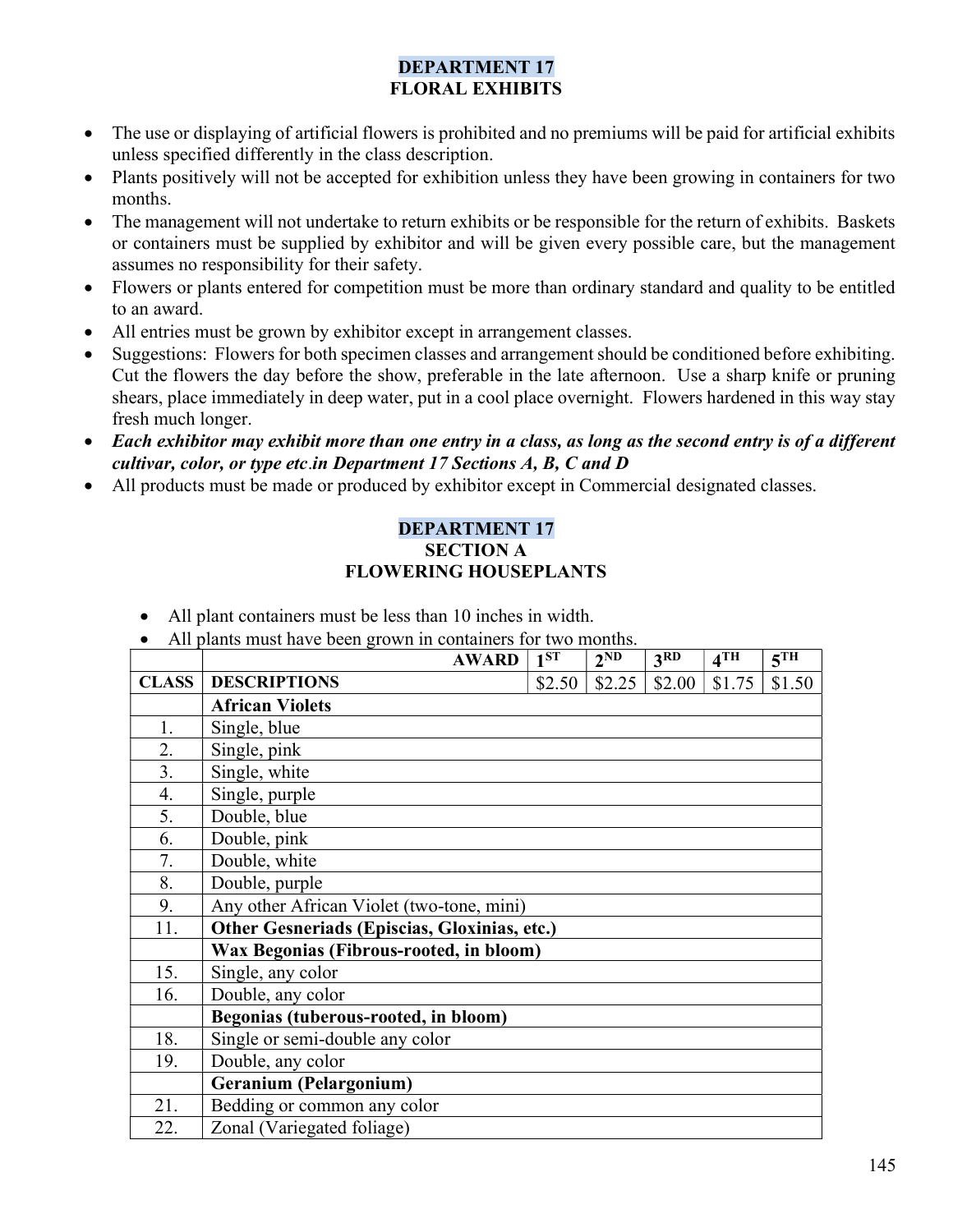# DEPARTMENT 17
## FLORAL EXHIBITS

- The use or displaying of artificial flowers is prohibited and no premiums will be paid for artificial exhibits unless specified differently in the class description.
- Plants positively will not be accepted for exhibition unless they have been growing in containers for two months.
- The management will not undertake to return exhibits or be responsible for the return of exhibits. Baskets or containers must be supplied by exhibitor and will be given every possible care, but the management assumes no responsibility for their safety.
- Flowers or plants entered for competition must be more than ordinary standard and quality to be entitled to an award.
- All entries must be grown by exhibitor except in arrangement classes.
- Suggestions: Flowers for both specimen classes and arrangement should be conditioned before exhibiting. Cut the flowers the day before the show, preferable in the late afternoon. Use a sharp knife or pruning shears, place immediately in deep water, put in a cool place overnight. Flowers hardened in this way stay fresh much longer.
- ***Each exhibitor may exhibit more than one entry in a class, as long as the second entry is of a different cultivar, color, or type etc.in Department 17 Sections A, B, C and D***
- All products must be made or produced by exhibitor except in Commercial designated classes.

# DEPARTMENT 17
## SECTION A
## FLOWERING HOUSEPLANTS

- All plant containers must be less than 10 inches in width.
- All plants must have been grown in containers for two months.

| | AWARD | 1ST | 2ND | 3RD | 4TH | 5TH |
|---|---|---|---|---|---|---|
| **CLASS** | **DESCRIPTIONS** | $2.50 | $2.25 | $2.00 | $1.75 | $1.50 |
| | **African Violets** | | | | | |
| 1. | Single, blue | | | | | |
| 2. | Single, pink | | | | | |
| 3. | Single, white | | | | | |
| 4. | Single, purple | | | | | |
| 5. | Double, blue | | | | | |
| 6. | Double, pink | | | | | |
| 7. | Double, white | | | | | |
| 8. | Double, purple | | | | | |
| 9. | Any other African Violet (two-tone, mini) | | | | | |
| 11. | **Other Gesneriads (Episcias, Gloxinias, etc.)** | | | | | |
| | **Wax Begonias (Fibrous-rooted, in bloom)** | | | | | |
| 15. | Single, any color | | | | | |
| 16. | Double, any color | | | | | |
| | **Begonias (tuberous-rooted, in bloom)** | | | | | |
| 18. | Single or semi-double any color | | | | | |
| 19. | Double, any color | | | | | |
| | **Geranium (Pelargonium)** | | | | | |
| 21. | Bedding or common any color | | | | | |
| 22. | Zonal (Variegated foliage) | | | | | |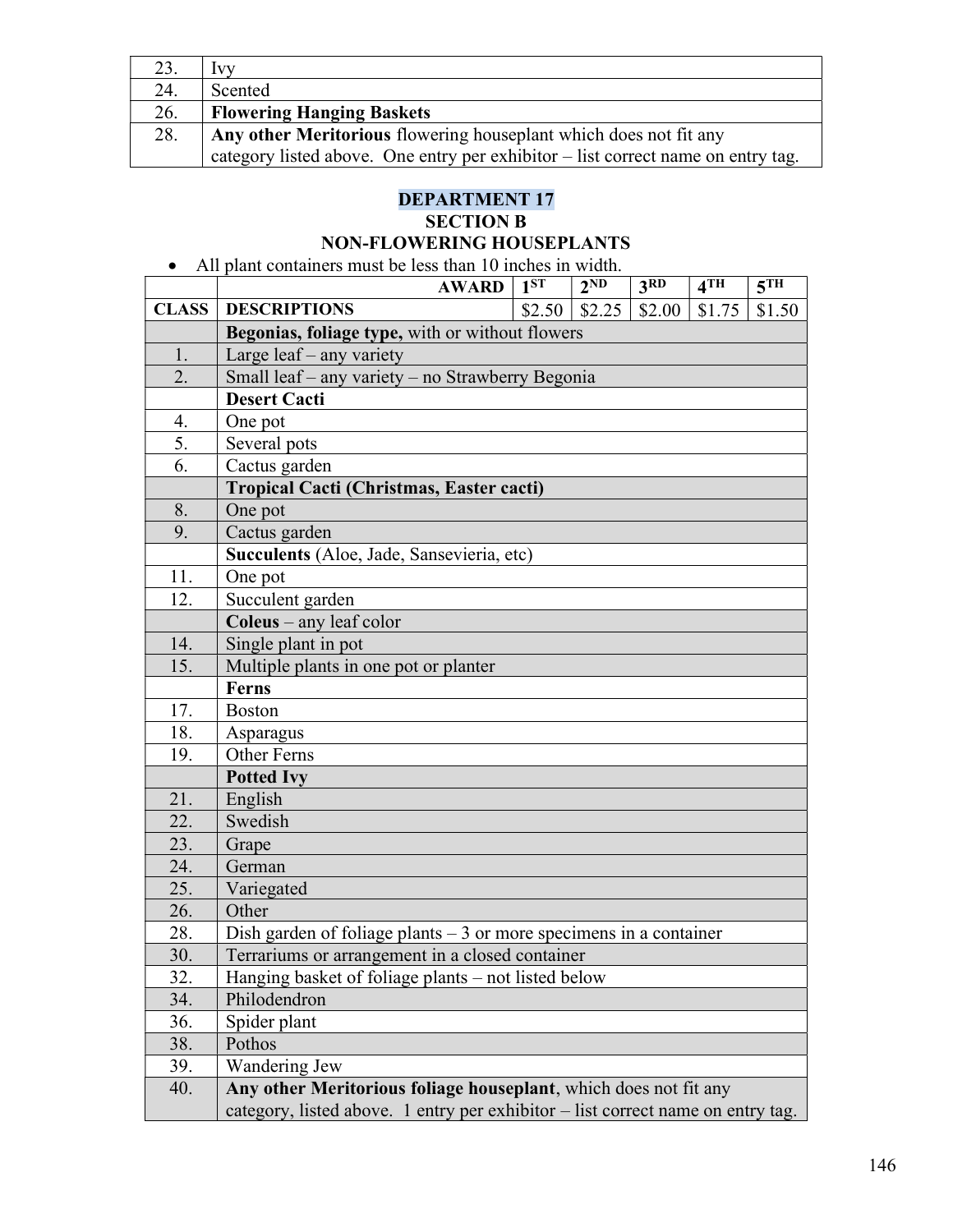| | |
|---|---|
| 23. | Ivy |
| 24. | Scented |
| 26. | **Flowering Hanging Baskets** |
| 28. | **Any other Meritorious** flowering houseplant which does not fit any category listed above. One entry per exhibitor – list correct name on entry tag. |

## DEPARTMENT 17
### SECTION B
### NON-FLOWERING HOUSEPLANTS

- All plant containers must be less than 10 inches in width.

| | AWARD | 1ST | 2ND | 3RD | 4TH | 5TH |
|---|---|---|---|---|---|---|
| **CLASS** | **DESCRIPTIONS** | $2.50 | $2.25 | $2.00 | $1.75 | $1.50 |
| | **Begonias, foliage type,** with or without flowers | | | | | |
| 1. | Large leaf – any variety | | | | | |
| 2. | Small leaf – any variety – no Strawberry Begonia | | | | | |
| | **Desert Cacti** | | | | | |
| 4. | One pot | | | | | |
| 5. | Several pots | | | | | |
| 6. | Cactus garden | | | | | |
| | **Tropical Cacti (Christmas, Easter cacti)** | | | | | |
| 8. | One pot | | | | | |
| 9. | Cactus garden | | | | | |
| | **Succulents** (Aloe, Jade, Sansevieria, etc) | | | | | |
| 11. | One pot | | | | | |
| 12. | Succulent garden | | | | | |
| | **Coleus** – any leaf color | | | | | |
| 14. | Single plant in pot | | | | | |
| 15. | Multiple plants in one pot or planter | | | | | |
| | **Ferns** | | | | | |
| 17. | Boston | | | | | |
| 18. | Asparagus | | | | | |
| 19. | Other Ferns | | | | | |
| | **Potted Ivy** | | | | | |
| 21. | English | | | | | |
| 22. | Swedish | | | | | |
| 23. | Grape | | | | | |
| 24. | German | | | | | |
| 25. | Variegated | | | | | |
| 26. | Other | | | | | |
| 28. | Dish garden of foliage plants – 3 or more specimens in a container | | | | | |
| 30. | Terrariums or arrangement in a closed container | | | | | |
| 32. | Hanging basket of foliage plants – not listed below | | | | | |
| 34. | Philodendron | | | | | |
| 36. | Spider plant | | | | | |
| 38. | Pothos | | | | | |
| 39. | Wandering Jew | | | | | |
| 40. | **Any other Meritorious foliage houseplant**, which does not fit any category, listed above. 1 entry per exhibitor – list correct name on entry tag. | | | | | |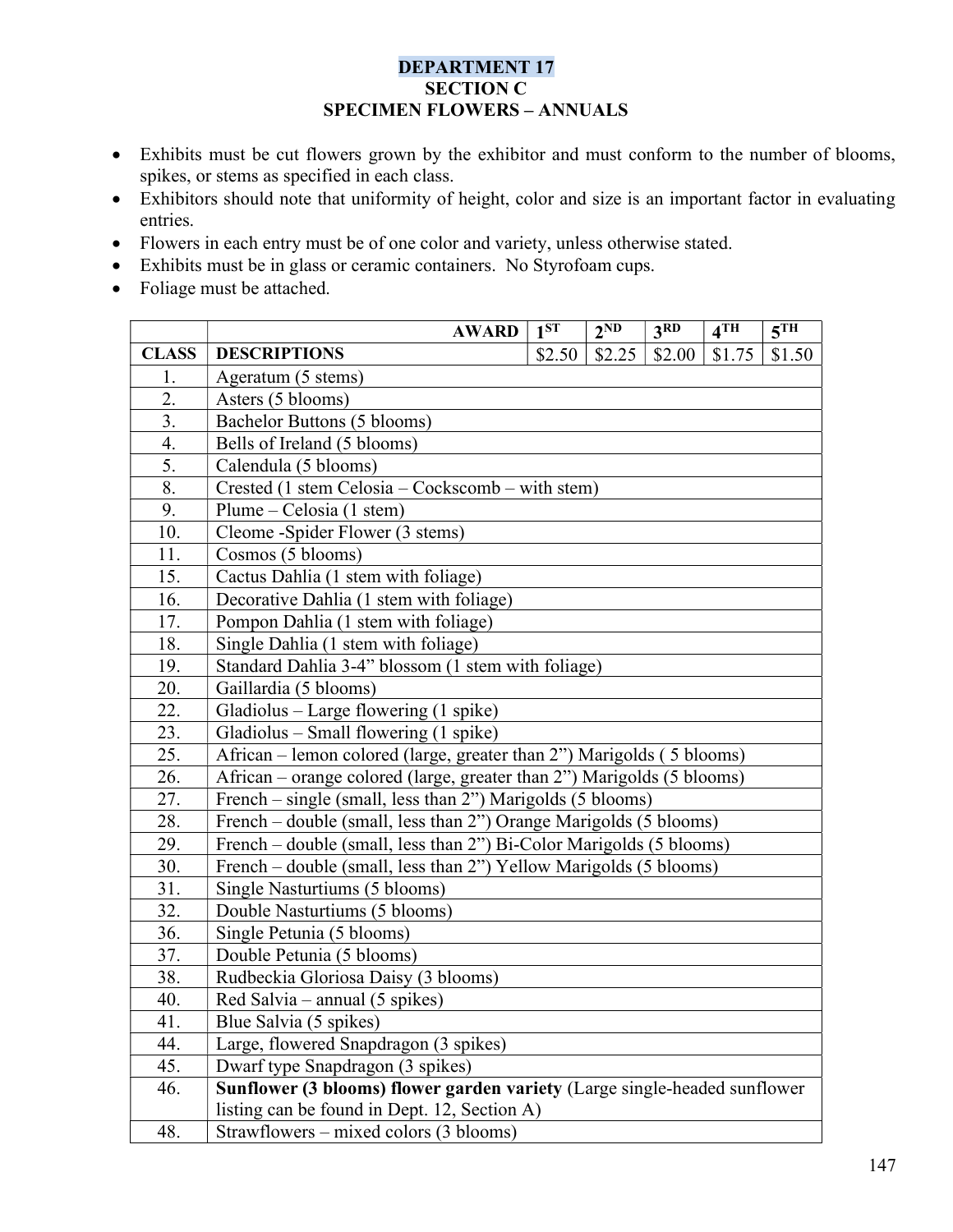# DEPARTMENT 17
## SECTION C
## SPECIMEN FLOWERS – ANNUALS

- Exhibits must be cut flowers grown by the exhibitor and must conform to the number of blooms, spikes, or stems as specified in each class.
- Exhibitors should note that uniformity of height, color and size is an important factor in evaluating entries.
- Flowers in each entry must be of one color and variety, unless otherwise stated.
- Exhibits must be in glass or ceramic containers. No Styrofoam cups.
- Foliage must be attached.

| | AWARD | 1ST | 2ND | 3RD | 4TH | 5TH |
|---|---|---|---|---|---|---|
| CLASS | DESCRIPTIONS | $2.50 | $2.25 | $2.00 | $1.75 | $1.50 |
| 1. | Ageratum (5 stems) | | | | | |
| 2. | Asters (5 blooms) | | | | | |
| 3. | Bachelor Buttons (5 blooms) | | | | | |
| 4. | Bells of Ireland (5 blooms) | | | | | |
| 5. | Calendula (5 blooms) | | | | | |
| 8. | Crested (1 stem Celosia – Cockscomb – with stem) | | | | | |
| 9. | Plume – Celosia (1 stem) | | | | | |
| 10. | Cleome -Spider Flower (3 stems) | | | | | |
| 11. | Cosmos (5 blooms) | | | | | |
| 15. | Cactus Dahlia (1 stem with foliage) | | | | | |
| 16. | Decorative Dahlia (1 stem with foliage) | | | | | |
| 17. | Pompon Dahlia (1 stem with foliage) | | | | | |
| 18. | Single Dahlia (1 stem with foliage) | | | | | |
| 19. | Standard Dahlia 3-4" blossom (1 stem with foliage) | | | | | |
| 20. | Gaillardia (5 blooms) | | | | | |
| 22. | Gladiolus – Large flowering (1 spike) | | | | | |
| 23. | Gladiolus – Small flowering (1 spike) | | | | | |
| 25. | African – lemon colored (large, greater than 2") Marigolds ( 5 blooms) | | | | | |
| 26. | African – orange colored (large, greater than 2") Marigolds (5 blooms) | | | | | |
| 27. | French – single (small, less than 2") Marigolds (5 blooms) | | | | | |
| 28. | French – double (small, less than 2") Orange Marigolds (5 blooms) | | | | | |
| 29. | French – double (small, less than 2") Bi-Color Marigolds (5 blooms) | | | | | |
| 30. | French – double (small, less than 2") Yellow Marigolds (5 blooms) | | | | | |
| 31. | Single Nasturtiums (5 blooms) | | | | | |
| 32. | Double Nasturtiums (5 blooms) | | | | | |
| 36. | Single Petunia (5 blooms) | | | | | |
| 37. | Double Petunia (5 blooms) | | | | | |
| 38. | Rudbeckia Gloriosa Daisy (3 blooms) | | | | | |
| 40. | Red Salvia – annual (5 spikes) | | | | | |
| 41. | Blue Salvia (5 spikes) | | | | | |
| 44. | Large, flowered Snapdragon (3 spikes) | | | | | |
| 45. | Dwarf type Snapdragon (3 spikes) | | | | | |
| 46. | **Sunflower (3 blooms) flower garden variety** (Large single-headed sunflower listing can be found in Dept. 12, Section A) | | | | | |
| 48. | Strawflowers – mixed colors (3 blooms) | | | | | |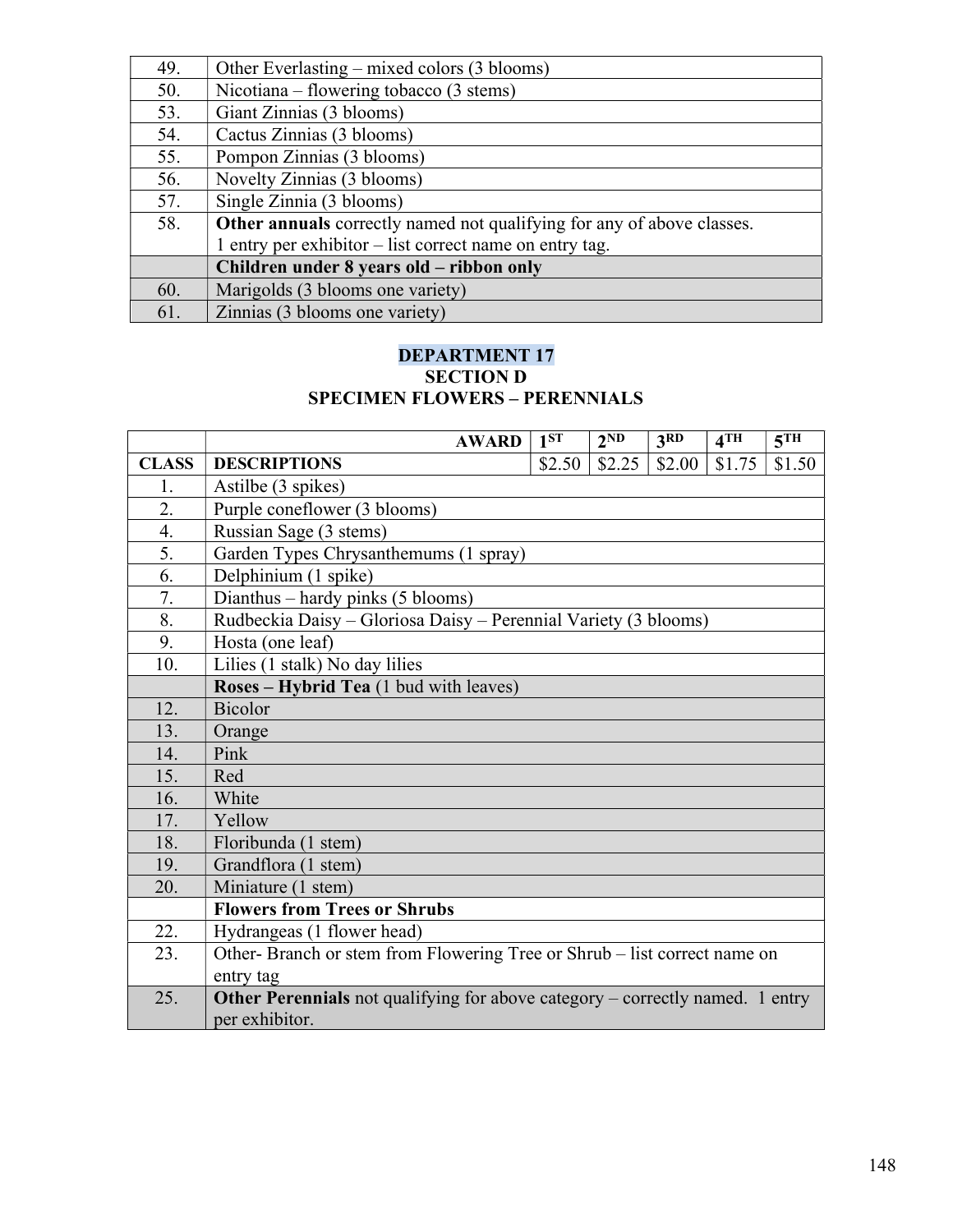| | |
|---|---|
| 49. | Other Everlasting – mixed colors (3 blooms) |
| 50. | Nicotiana – flowering tobacco (3 stems) |
| 53. | Giant Zinnias (3 blooms) |
| 54. | Cactus Zinnias (3 blooms) |
| 55. | Pompon Zinnias (3 blooms) |
| 56. | Novelty Zinnias (3 blooms) |
| 57. | Single Zinnia (3 blooms) |
| 58. | **Other annuals** correctly named not qualifying for any of above classes. 1 entry per exhibitor – list correct name on entry tag. |
| | **Children under 8 years old – ribbon only** |
| 60. | Marigolds (3 blooms one variety) |
| 61. | Zinnias (3 blooms one variety) |

## DEPARTMENT 17
### SECTION D
### SPECIMEN FLOWERS – PERENNIALS

| | AWARD | 1ST | 2ND | 3RD | 4TH | 5TH |
|---|---|---|---|---|---|---|
| **CLASS** | **DESCRIPTIONS** | $2.50 | $2.25 | $2.00 | $1.75 | $1.50 |
| 1. | Astilbe (3 spikes) | | | | | |
| 2. | Purple coneflower (3 blooms) | | | | | |
| 4. | Russian Sage (3 stems) | | | | | |
| 5. | Garden Types Chrysanthemums (1 spray) | | | | | |
| 6. | Delphinium (1 spike) | | | | | |
| 7. | Dianthus – hardy pinks (5 blooms) | | | | | |
| 8. | Rudbeckia Daisy – Gloriosa Daisy – Perennial Variety (3 blooms) | | | | | |
| 9. | Hosta (one leaf) | | | | | |
| 10. | Lilies (1 stalk) No day lilies | | | | | |
| | **Roses – Hybrid Tea** (1 bud with leaves) | | | | | |
| 12. | Bicolor | | | | | |
| 13. | Orange | | | | | |
| 14. | Pink | | | | | |
| 15. | Red | | | | | |
| 16. | White | | | | | |
| 17. | Yellow | | | | | |
| 18. | Floribunda (1 stem) | | | | | |
| 19. | Grandflora (1 stem) | | | | | |
| 20. | Miniature (1 stem) | | | | | |
| | **Flowers from Trees or Shrubs** | | | | | |
| 22. | Hydrangeas (1 flower head) | | | | | |
| 23. | Other- Branch or stem from Flowering Tree or Shrub – list correct name on entry tag | | | | | |
| 25. | **Other Perennials** not qualifying for above category – correctly named. 1 entry per exhibitor. | | | | | |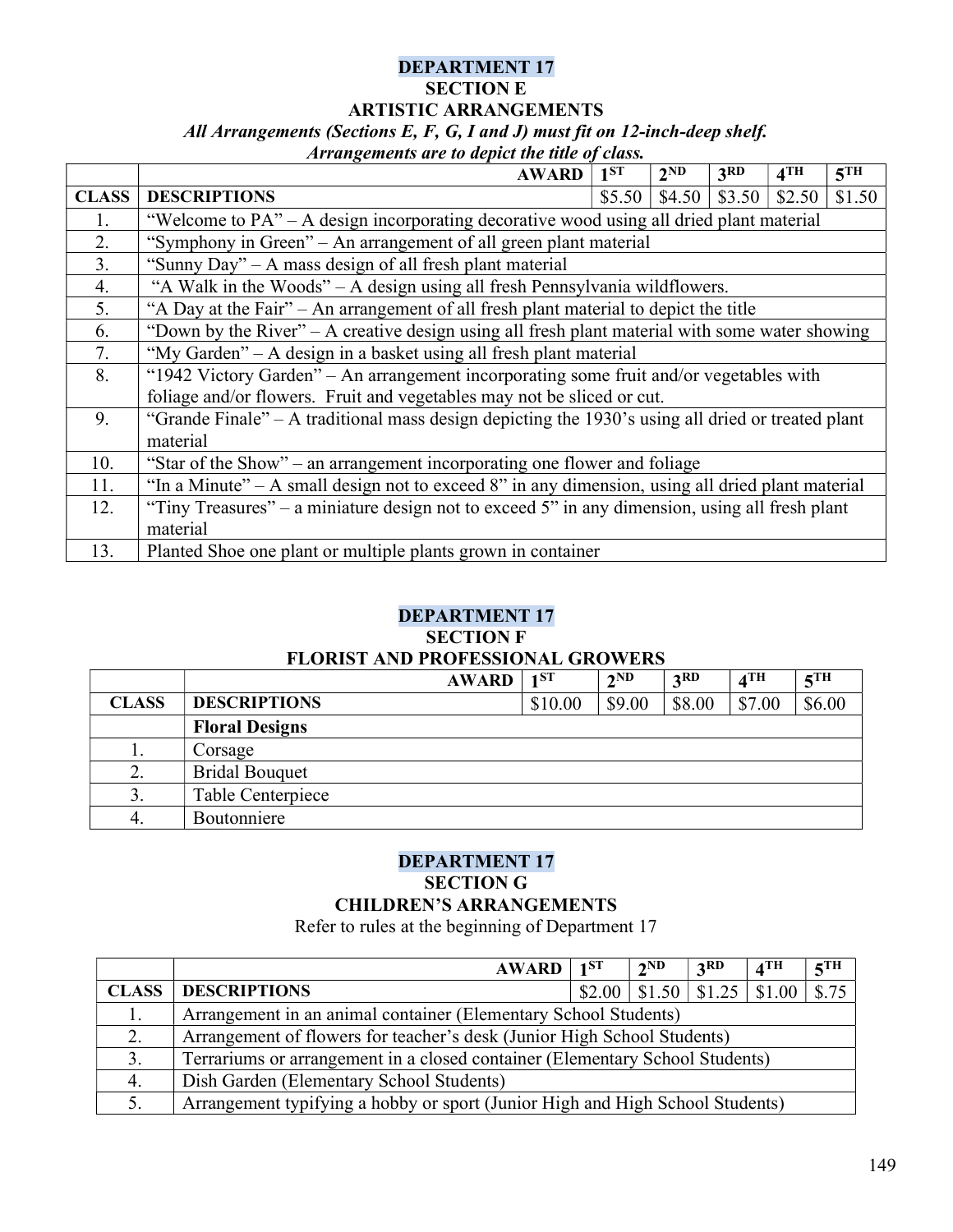## DEPARTMENT 17
### SECTION E
### ARTISTIC ARRANGEMENTS

***All Arrangements (Sections E, F, G, I and J) must fit on 12-inch-deep shelf.***
***Arrangements are to depict the title of class.***

| | **AWARD** | **1ST** | **2ND** | **3RD** | **4TH** | **5TH** |
|---|---|---|---|---|---|---|
| **CLASS** | **DESCRIPTIONS** | $5.50 | $4.50 | $3.50 | $2.50 | $1.50 |
| 1. | "Welcome to PA" – A design incorporating decorative wood using all dried plant material | | | | | |
| 2. | "Symphony in Green" – An arrangement of all green plant material | | | | | |
| 3. | "Sunny Day" – A mass design of all fresh plant material | | | | | |
| 4. | "A Walk in the Woods" – A design using all fresh Pennsylvania wildflowers. | | | | | |
| 5. | "A Day at the Fair" – An arrangement of all fresh plant material to depict the title | | | | | |
| 6. | "Down by the River" – A creative design using all fresh plant material with some water showing | | | | | |
| 7. | "My Garden" – A design in a basket using all fresh plant material | | | | | |
| 8. | "1942 Victory Garden" – An arrangement incorporating some fruit and/or vegetables with foliage and/or flowers. Fruit and vegetables may not be sliced or cut. | | | | | |
| 9. | "Grande Finale" – A traditional mass design depicting the 1930's using all dried or treated plant material | | | | | |
| 10. | "Star of the Show" – an arrangement incorporating one flower and foliage | | | | | |
| 11. | "In a Minute" – A small design not to exceed 8" in any dimension, using all dried plant material | | | | | |
| 12. | "Tiny Treasures" – a miniature design not to exceed 5" in any dimension, using all fresh plant material | | | | | |
| 13. | Planted Shoe one plant or multiple plants grown in container | | | | | |

## DEPARTMENT 17
### SECTION F
### FLORIST AND PROFESSIONAL GROWERS

| | **AWARD** | **1ST** | **2ND** | **3RD** | **4TH** | **5TH** |
|---|---|---|---|---|---|---|
| **CLASS** | **DESCRIPTIONS** | $10.00 | $9.00 | $8.00 | $7.00 | $6.00 |
| | **Floral Designs** | | | | | |
| 1. | Corsage | | | | | |
| 2. | Bridal Bouquet | | | | | |
| 3. | Table Centerpiece | | | | | |
| 4. | Boutonniere | | | | | |

## DEPARTMENT 17
### SECTION G
### CHILDREN'S ARRANGEMENTS

Refer to rules at the beginning of Department 17

| | **AWARD** | **1ST** | **2ND** | **3RD** | **4TH** | **5TH** |
|---|---|---|---|---|---|---|
| **CLASS** | **DESCRIPTIONS** | $2.00 | $1.50 | $1.25 | $1.00 | $.75 |
| 1. | Arrangement in an animal container (Elementary School Students) | | | | | |
| 2. | Arrangement of flowers for teacher's desk (Junior High School Students) | | | | | |
| 3. | Terrariums or arrangement in a closed container (Elementary School Students) | | | | | |
| 4. | Dish Garden (Elementary School Students) | | | | | |
| 5. | Arrangement typifying a hobby or sport (Junior High and High School Students) | | | | | |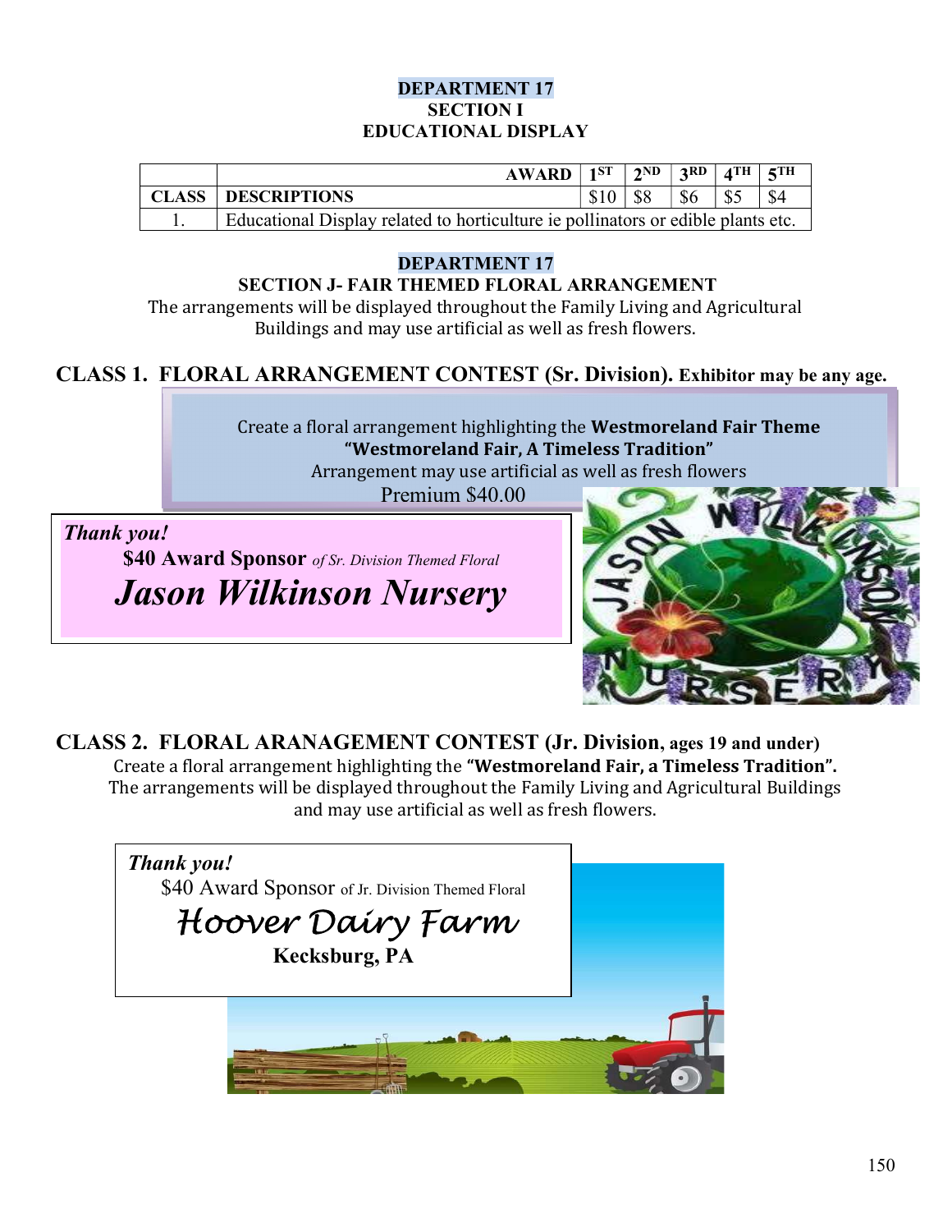## DEPARTMENT 17
### SECTION I
### EDUCATIONAL DISPLAY

| | AWARD | 1ST | 2ND | 3RD | 4TH | 5TH |
|---|---|---|---|---|---|---|
| CLASS | DESCRIPTIONS | $10 | $8 | $6 | $5 | $4 |
| 1. | Educational Display related to horticulture ie pollinators or edible plants etc. | | | | | |

## DEPARTMENT 17
### SECTION J- FAIR THEMED FLORAL ARRANGEMENT

The arrangements will be displayed throughout the Family Living and Agricultural Buildings and may use artificial as well as fresh flowers.

### CLASS 1. FLORAL ARRANGEMENT CONTEST (Sr. Division). Exhibitor may be any age.

Create a floral arrangement highlighting the **Westmoreland Fair Theme "Westmoreland Fair, A Timeless Tradition"**
Arrangement may use artificial as well as fresh flowers
Premium $40.00

***Thank you!***
**$40 Award Sponsor** *of Sr. Division Themed Floral*
***Jason Wilkinson Nursery***

### CLASS 2. FLORAL ARANAGEMENT CONTEST (Jr. Division, ages 19 and under)

Create a floral arrangement highlighting the **"Westmoreland Fair, a Timeless Tradition".** The arrangements will be displayed throughout the Family Living and Agricultural Buildings and may use artificial as well as fresh flowers.

***Thank you!***
$40 Award Sponsor of Jr. Division Themed Floral
*Hoover Dairy Farm*
**Kecksburg, PA**